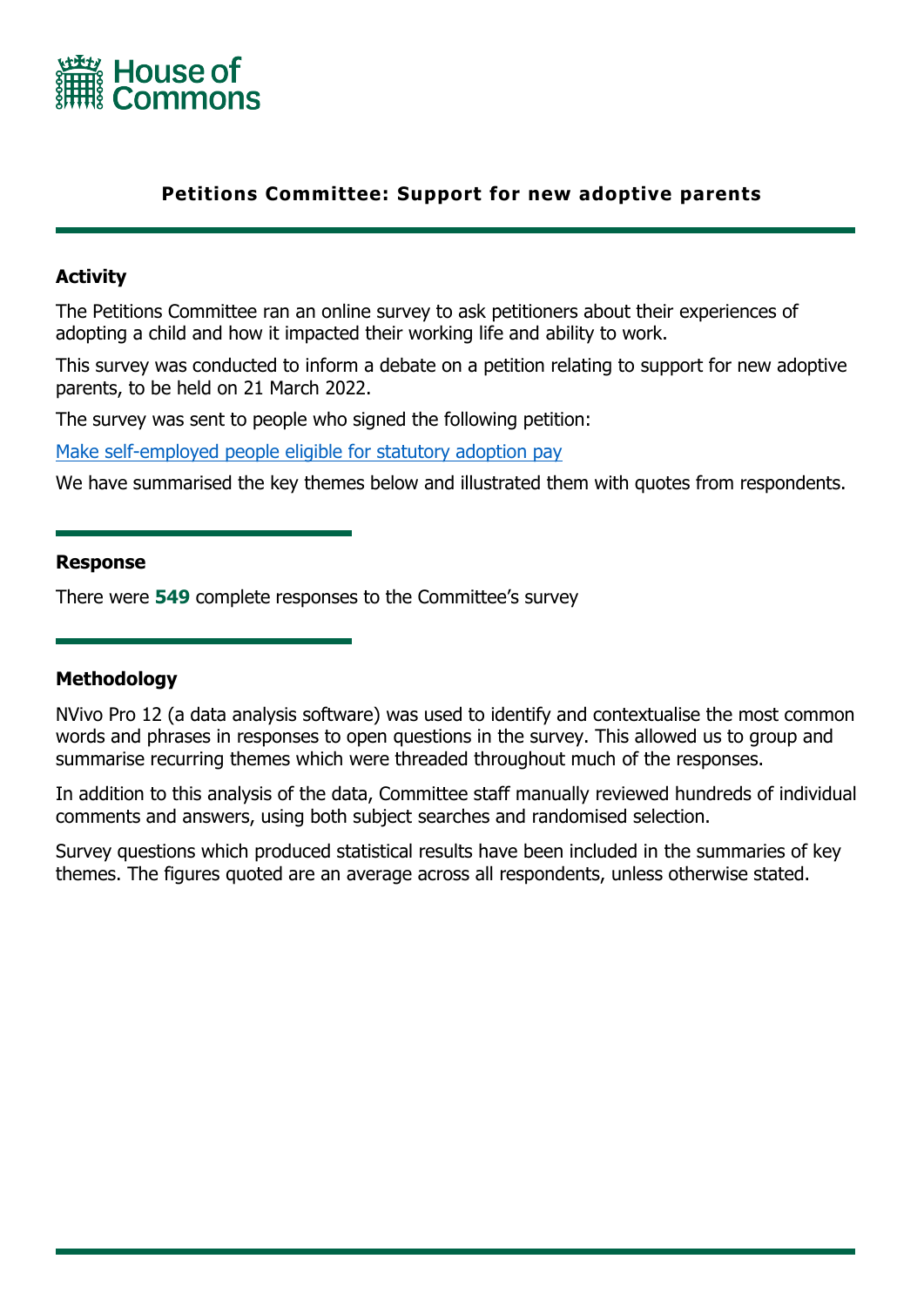House of Commons

# Petitions Committee: Support for new adoptive parents

## Activity

The Petitions Committee ran an online survey to ask petitioners about their experiences of adopting a child and how it impacted their working life and ability to work.

This survey was conducted to inform a debate on a petition relating to support for new adoptive parents, to be held on 21 March 2022.

The survey was sent to people who signed the following petition:

Make self-employed people eligible for statutory adoption pay

We have summarised the key themes below and illustrated them with quotes from respondents.

## Response

There were **549** complete responses to the Committee's survey

## Methodology

NVivo Pro 12 (a data analysis software) was used to identify and contextualise the most common words and phrases in responses to open questions in the survey. This allowed us to group and summarise recurring themes which were threaded throughout much of the responses.

In addition to this analysis of the data, Committee staff manually reviewed hundreds of individual comments and answers, using both subject searches and randomised selection.

Survey questions which produced statistical results have been included in the summaries of key themes. The figures quoted are an average across all respondents, unless otherwise stated.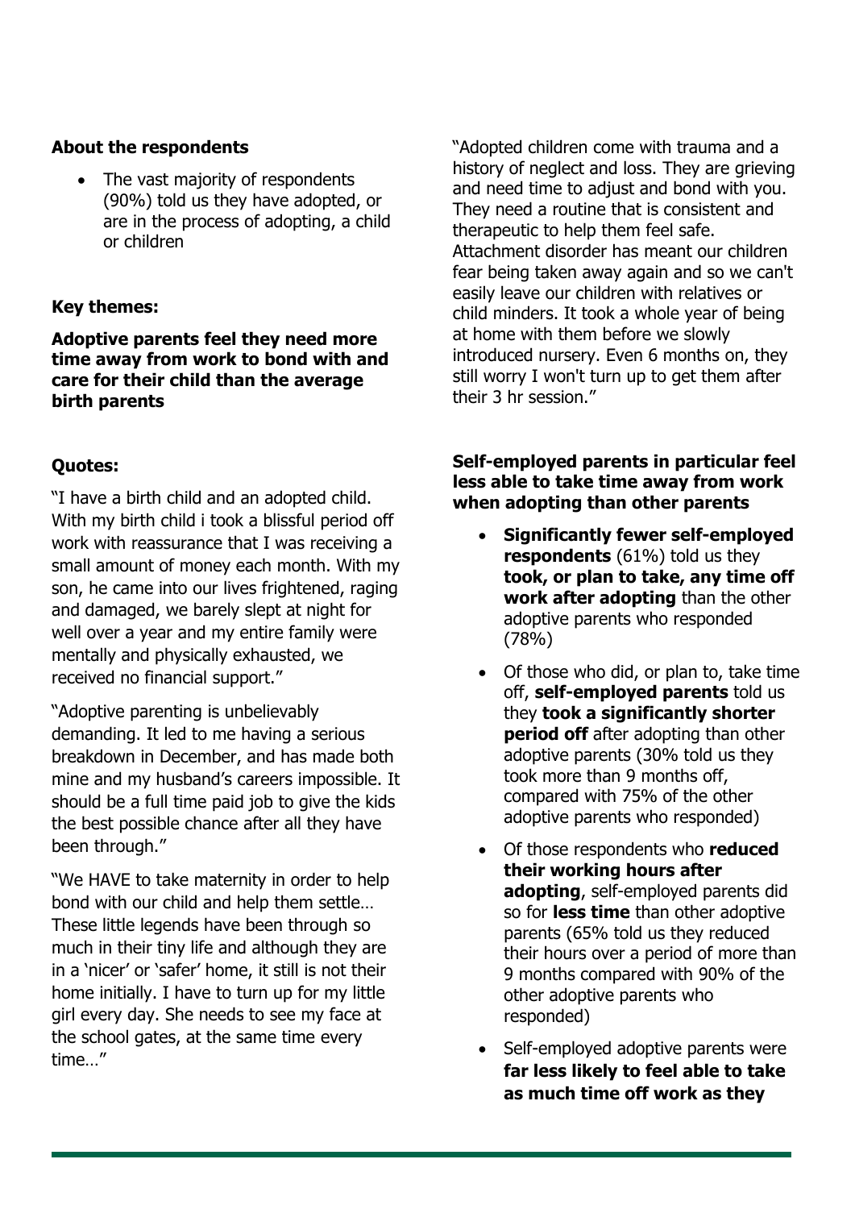**About the respondents**

- The vast majority of respondents (90%) told us they have adopted, or are in the process of adopting, a child or children

**Key themes:**

**Adoptive parents feel they need more time away from work to bond with and care for their child than the average birth parents**

**Quotes:**

"I have a birth child and an adopted child. With my birth child i took a blissful period off work with reassurance that I was receiving a small amount of money each month. With my son, he came into our lives frightened, raging and damaged, we barely slept at night for well over a year and my entire family were mentally and physically exhausted, we received no financial support."

"Adoptive parenting is unbelievably demanding. It led to me having a serious breakdown in December, and has made both mine and my husband's careers impossible. It should be a full time paid job to give the kids the best possible chance after all they have been through."

"We HAVE to take maternity in order to help bond with our child and help them settle… These little legends have been through so much in their tiny life and although they are in a 'nicer' or 'safer' home, it still is not their home initially. I have to turn up for my little girl every day. She needs to see my face at the school gates, at the same time every time…"

"Adopted children come with trauma and a history of neglect and loss. They are grieving and need time to adjust and bond with you. They need a routine that is consistent and therapeutic to help them feel safe. Attachment disorder has meant our children fear being taken away again and so we can't easily leave our children with relatives or child minders. It took a whole year of being at home with them before we slowly introduced nursery. Even 6 months on, they still worry I won't turn up to get them after their 3 hr session."

**Self-employed parents in particular feel less able to take time away from work when adopting than other parents**

- **Significantly fewer self-employed respondents** (61%) told us they **took, or plan to take, any time off work after adopting** than the other adoptive parents who responded (78%)
- Of those who did, or plan to, take time off, **self-employed parents** told us they **took a significantly shorter period off** after adopting than other adoptive parents (30% told us they took more than 9 months off, compared with 75% of the other adoptive parents who responded)
- Of those respondents who **reduced their working hours after adopting**, self-employed parents did so for **less time** than other adoptive parents (65% told us they reduced their hours over a period of more than 9 months compared with 90% of the other adoptive parents who responded)
- Self-employed adoptive parents were **far less likely to feel able to take as much time off work as they**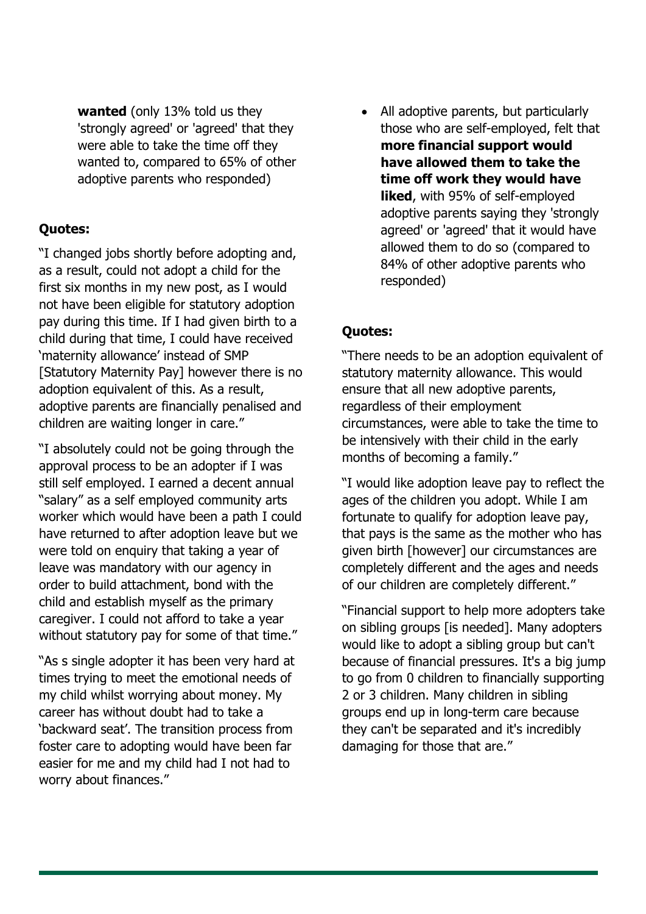**wanted** (only 13% told us they 'strongly agreed' or 'agreed' that they were able to take the time off they wanted to, compared to 65% of other adoptive parents who responded)

**Quotes:**

"I changed jobs shortly before adopting and, as a result, could not adopt a child for the first six months in my new post, as I would not have been eligible for statutory adoption pay during this time. If I had given birth to a child during that time, I could have received 'maternity allowance' instead of SMP [Statutory Maternity Pay] however there is no adoption equivalent of this. As a result, adoptive parents are financially penalised and children are waiting longer in care."

"I absolutely could not be going through the approval process to be an adopter if I was still self employed. I earned a decent annual "salary" as a self employed community arts worker which would have been a path I could have returned to after adoption leave but we were told on enquiry that taking a year of leave was mandatory with our agency in order to build attachment, bond with the child and establish myself as the primary caregiver. I could not afford to take a year without statutory pay for some of that time."

"As s single adopter it has been very hard at times trying to meet the emotional needs of my child whilst worrying about money. My career has without doubt had to take a 'backward seat'. The transition process from foster care to adopting would have been far easier for me and my child had I not had to worry about finances."

- All adoptive parents, but particularly those who are self-employed, felt that **more financial support would have allowed them to take the time off work they would have liked**, with 95% of self-employed adoptive parents saying they 'strongly agreed' or 'agreed' that it would have allowed them to do so (compared to 84% of other adoptive parents who responded)

**Quotes:**

"There needs to be an adoption equivalent of statutory maternity allowance. This would ensure that all new adoptive parents, regardless of their employment circumstances, were able to take the time to be intensively with their child in the early months of becoming a family."

"I would like adoption leave pay to reflect the ages of the children you adopt. While I am fortunate to qualify for adoption leave pay, that pays is the same as the mother who has given birth [however] our circumstances are completely different and the ages and needs of our children are completely different."

"Financial support to help more adopters take on sibling groups [is needed]. Many adopters would like to adopt a sibling group but can't because of financial pressures. It's a big jump to go from 0 children to financially supporting 2 or 3 children. Many children in sibling groups end up in long-term care because they can't be separated and it's incredibly damaging for those that are."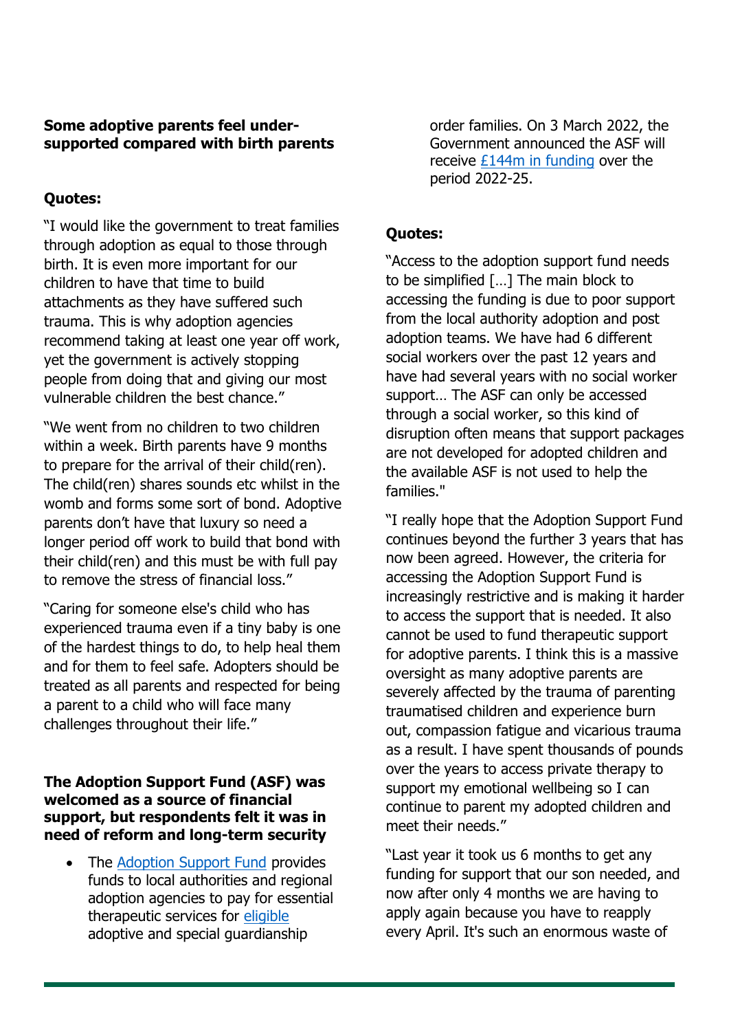**Some adoptive parents feel under-supported compared with birth parents**

**Quotes:**

"I would like the government to treat families through adoption as equal to those through birth. It is even more important for our children to have that time to build attachments as they have suffered such trauma. This is why adoption agencies recommend taking at least one year off work, yet the government is actively stopping people from doing that and giving our most vulnerable children the best chance."

"We went from no children to two children within a week. Birth parents have 9 months to prepare for the arrival of their child(ren). The child(ren) shares sounds etc whilst in the womb and forms some sort of bond. Adoptive parents don't have that luxury so need a longer period off work to build that bond with their child(ren) and this must be with full pay to remove the stress of financial loss."

"Caring for someone else's child who has experienced trauma even if a tiny baby is one of the hardest things to do, to help heal them and for them to feel safe. Adopters should be treated as all parents and respected for being a parent to a child who will face many challenges throughout their life."

**The Adoption Support Fund (ASF) was welcomed as a source of financial support, but respondents felt it was in need of reform and long-term security**

- The Adoption Support Fund provides funds to local authorities and regional adoption agencies to pay for essential therapeutic services for eligible adoptive and special guardianship order families. On 3 March 2022, the Government announced the ASF will receive £144m in funding over the period 2022-25.

**Quotes:**

"Access to the adoption support fund needs to be simplified […] The main block to accessing the funding is due to poor support from the local authority adoption and post adoption teams. We have had 6 different social workers over the past 12 years and have had several years with no social worker support… The ASF can only be accessed through a social worker, so this kind of disruption often means that support packages are not developed for adopted children and the available ASF is not used to help the families."

"I really hope that the Adoption Support Fund continues beyond the further 3 years that has now been agreed. However, the criteria for accessing the Adoption Support Fund is increasingly restrictive and is making it harder to access the support that is needed. It also cannot be used to fund therapeutic support for adoptive parents. I think this is a massive oversight as many adoptive parents are severely affected by the trauma of parenting traumatised children and experience burn out, compassion fatigue and vicarious trauma as a result. I have spent thousands of pounds over the years to access private therapy to support my emotional wellbeing so I can continue to parent my adopted children and meet their needs."

"Last year it took us 6 months to get any funding for support that our son needed, and now after only 4 months we are having to apply again because you have to reapply every April. It's such an enormous waste of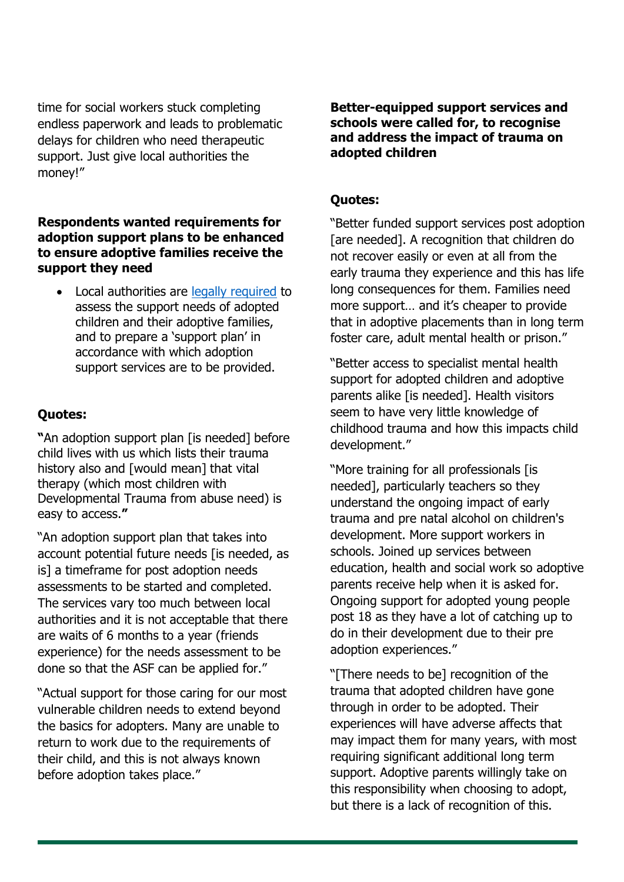time for social workers stuck completing endless paperwork and leads to problematic delays for children who need therapeutic support. Just give local authorities the money!"

**Respondents wanted requirements for adoption support plans to be enhanced to ensure adoptive families receive the support they need**

- Local authorities are legally required to assess the support needs of adopted children and their adoptive families, and to prepare a 'support plan' in accordance with which adoption support services are to be provided.

**Quotes:**

**"**An adoption support plan [is needed] before child lives with us which lists their trauma history also and [would mean] that vital therapy (which most children with Developmental Trauma from abuse need) is easy to access.**"**

"An adoption support plan that takes into account potential future needs [is needed, as is] a timeframe for post adoption needs assessments to be started and completed. The services vary too much between local authorities and it is not acceptable that there are waits of 6 months to a year (friends experience) for the needs assessment to be done so that the ASF can be applied for."

"Actual support for those caring for our most vulnerable children needs to extend beyond the basics for adopters. Many are unable to return to work due to the requirements of their child, and this is not always known before adoption takes place."

**Better-equipped support services and schools were called for, to recognise and address the impact of trauma on adopted children**

**Quotes:**

"Better funded support services post adoption [are needed]. A recognition that children do not recover easily or even at all from the early trauma they experience and this has life long consequences for them. Families need more support… and it's cheaper to provide that in adoptive placements than in long term foster care, adult mental health or prison."

"Better access to specialist mental health support for adopted children and adoptive parents alike [is needed]. Health visitors seem to have very little knowledge of childhood trauma and how this impacts child development."

"More training for all professionals [is needed], particularly teachers so they understand the ongoing impact of early trauma and pre natal alcohol on children's development. More support workers in schools. Joined up services between education, health and social work so adoptive parents receive help when it is asked for. Ongoing support for adopted young people post 18 as they have a lot of catching up to do in their development due to their pre adoption experiences."

"[There needs to be] recognition of the trauma that adopted children have gone through in order to be adopted. Their experiences will have adverse affects that may impact them for many years, with most requiring significant additional long term support. Adoptive parents willingly take on this responsibility when choosing to adopt, but there is a lack of recognition of this.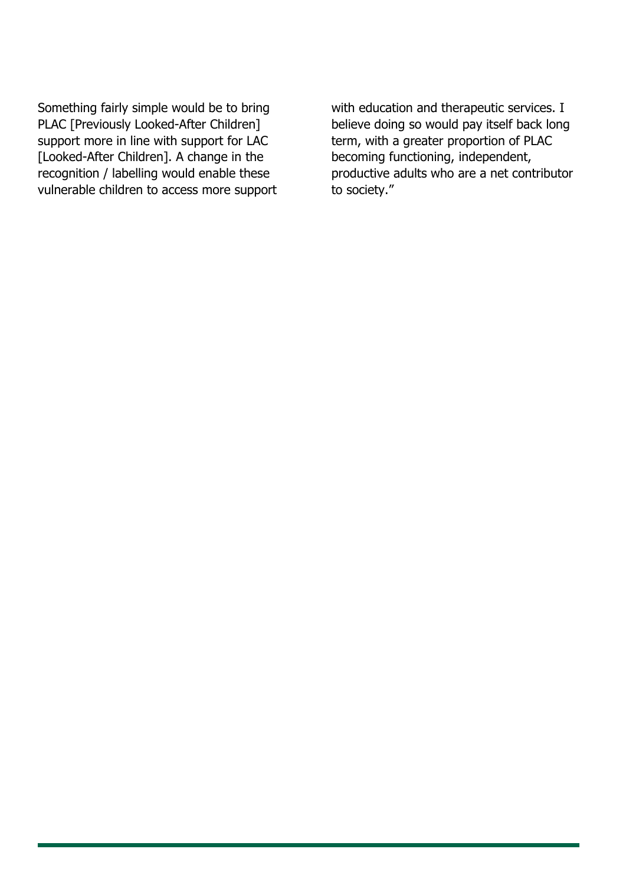Something fairly simple would be to bring PLAC [Previously Looked-After Children] support more in line with support for LAC [Looked-After Children]. A change in the recognition / labelling would enable these vulnerable children to access more support with education and therapeutic services. I believe doing so would pay itself back long term, with a greater proportion of PLAC becoming functioning, independent, productive adults who are a net contributor to society."